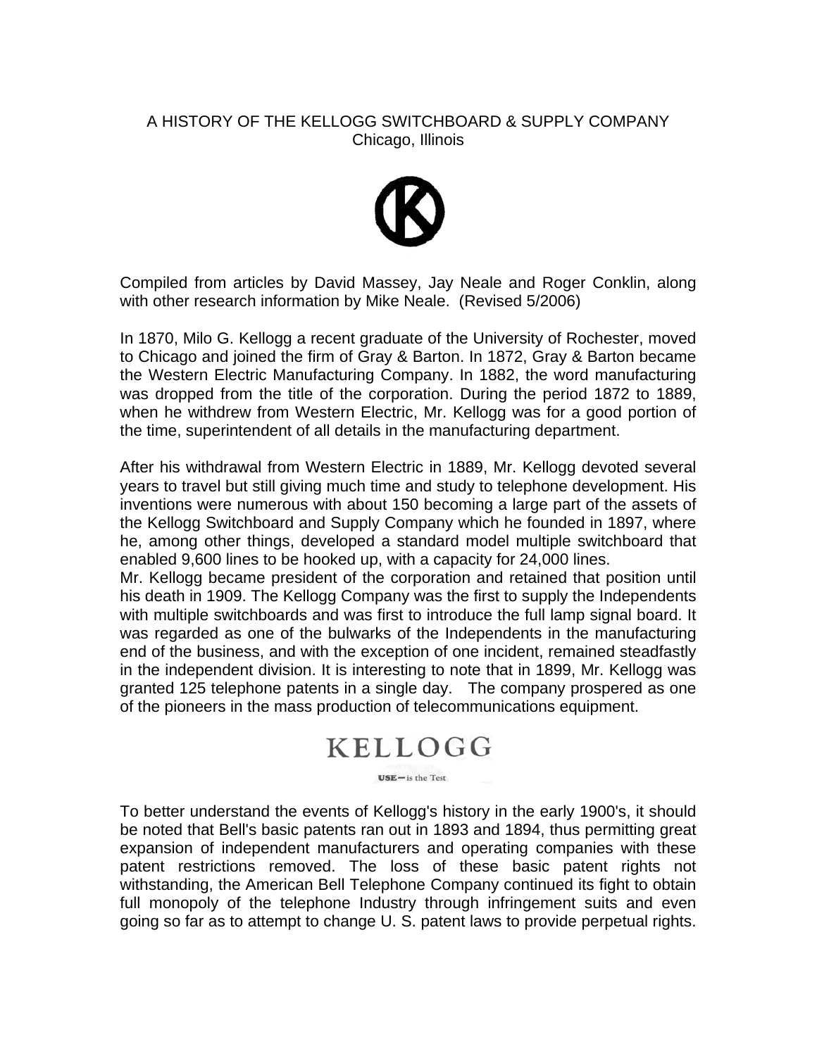# A HISTORY OF THE KELLOGG SWITCHBOARD & SUPPLY COMPANY
Chicago, Illinois

Compiled from articles by David Massey, Jay Neale and Roger Conklin, along with other research information by Mike Neale. (Revised 5/2006)

In 1870, Milo G. Kellogg a recent graduate of the University of Rochester, moved to Chicago and joined the firm of Gray & Barton. In 1872, Gray & Barton became the Western Electric Manufacturing Company. In 1882, the word manufacturing was dropped from the title of the corporation. During the period 1872 to 1889, when he withdrew from Western Electric, Mr. Kellogg was for a good portion of the time, superintendent of all details in the manufacturing department.

After his withdrawal from Western Electric in 1889, Mr. Kellogg devoted several years to travel but still giving much time and study to telephone development. His inventions were numerous with about 150 becoming a large part of the assets of the Kellogg Switchboard and Supply Company which he founded in 1897, where he, among other things, developed a standard model multiple switchboard that enabled 9,600 lines to be hooked up, with a capacity for 24,000 lines.
Mr. Kellogg became president of the corporation and retained that position until his death in 1909. The Kellogg Company was the first to supply the Independents with multiple switchboards and was first to introduce the full lamp signal board. It was regarded as one of the bulwarks of the Independents in the manufacturing end of the business, and with the exception of one incident, remained steadfastly in the independent division. It is interesting to note that in 1899, Mr. Kellogg was granted 125 telephone patents in a single day. The company prospered as one of the pioneers in the mass production of telecommunications equipment.

KELLOGG

USE—is the Test

To better understand the events of Kellogg's history in the early 1900's, it should be noted that Bell's basic patents ran out in 1893 and 1894, thus permitting great expansion of independent manufacturers and operating companies with these patent restrictions removed. The loss of these basic patent rights not withstanding, the American Bell Telephone Company continued its fight to obtain full monopoly of the telephone Industry through infringement suits and even going so far as to attempt to change U. S. patent laws to provide perpetual rights.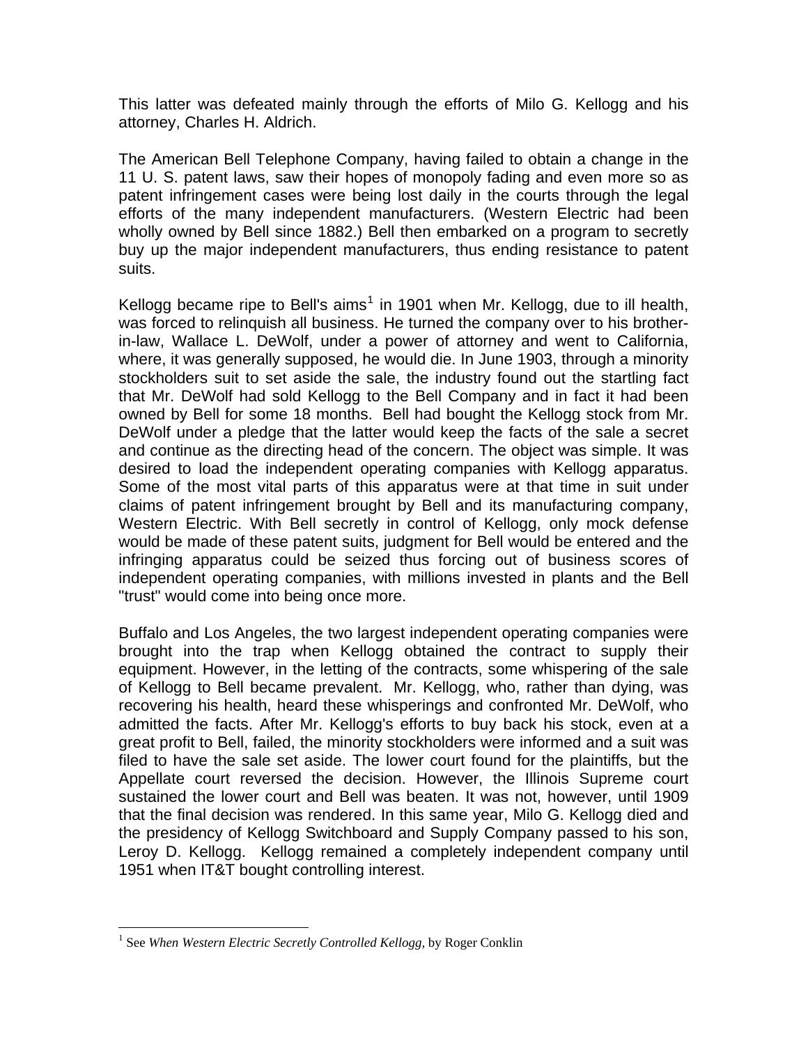This latter was defeated mainly through the efforts of Milo G. Kellogg and his attorney, Charles H. Aldrich.

The American Bell Telephone Company, having failed to obtain a change in the 11 U. S. patent laws, saw their hopes of monopoly fading and even more so as patent infringement cases were being lost daily in the courts through the legal efforts of the many independent manufacturers. (Western Electric had been wholly owned by Bell since 1882.) Bell then embarked on a program to secretly buy up the major independent manufacturers, thus ending resistance to patent suits.

Kellogg became ripe to Bell's aims[1] in 1901 when Mr. Kellogg, due to ill health, was forced to relinquish all business. He turned the company over to his brother-in-law, Wallace L. DeWolf, under a power of attorney and went to California, where, it was generally supposed, he would die. In June 1903, through a minority stockholders suit to set aside the sale, the industry found out the startling fact that Mr. DeWolf had sold Kellogg to the Bell Company and in fact it had been owned by Bell for some 18 months. Bell had bought the Kellogg stock from Mr. DeWolf under a pledge that the latter would keep the facts of the sale a secret and continue as the directing head of the concern. The object was simple. It was desired to load the independent operating companies with Kellogg apparatus. Some of the most vital parts of this apparatus were at that time in suit under claims of patent infringement brought by Bell and its manufacturing company, Western Electric. With Bell secretly in control of Kellogg, only mock defense would be made of these patent suits, judgment for Bell would be entered and the infringing apparatus could be seized thus forcing out of business scores of independent operating companies, with millions invested in plants and the Bell "trust" would come into being once more.

Buffalo and Los Angeles, the two largest independent operating companies were brought into the trap when Kellogg obtained the contract to supply their equipment. However, in the letting of the contracts, some whispering of the sale of Kellogg to Bell became prevalent. Mr. Kellogg, who, rather than dying, was recovering his health, heard these whisperings and confronted Mr. DeWolf, who admitted the facts. After Mr. Kellogg's efforts to buy back his stock, even at a great profit to Bell, failed, the minority stockholders were informed and a suit was filed to have the sale set aside. The lower court found for the plaintiffs, but the Appellate court reversed the decision. However, the Illinois Supreme court sustained the lower court and Bell was beaten. It was not, however, until 1909 that the final decision was rendered. In this same year, Milo G. Kellogg died and the presidency of Kellogg Switchboard and Supply Company passed to his son, Leroy D. Kellogg. Kellogg remained a completely independent company until 1951 when IT&T bought controlling interest.

---

[1] See *When Western Electric Secretly Controlled Kellogg,* by Roger Conklin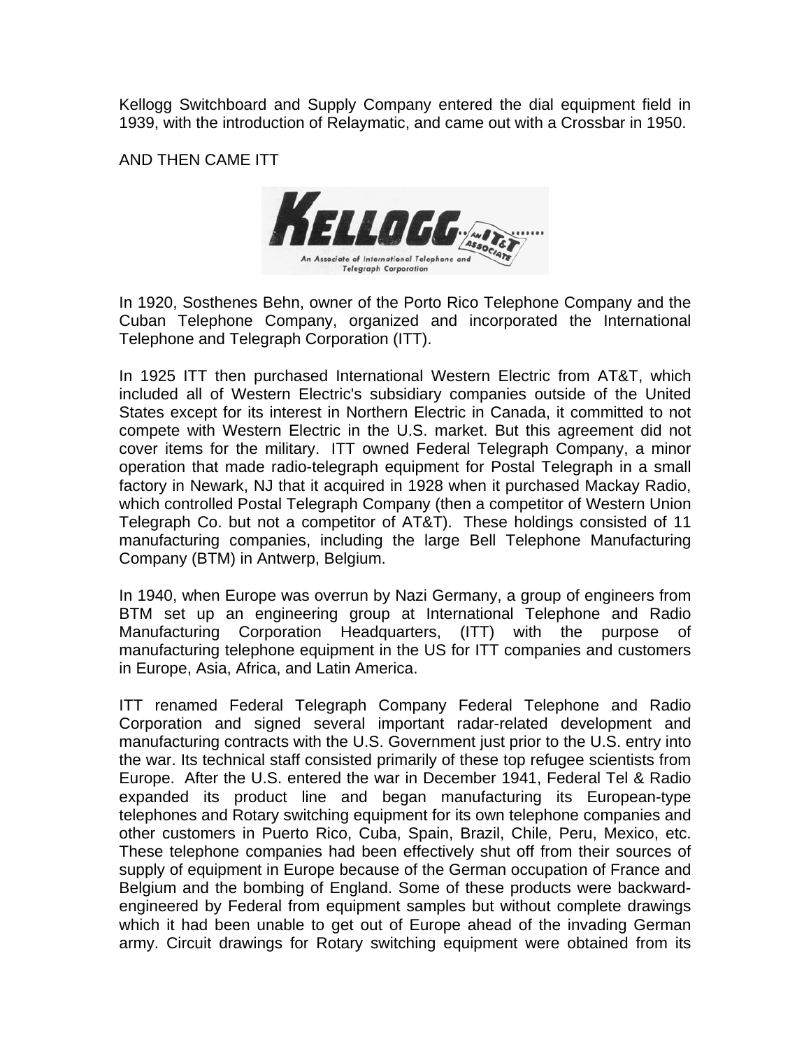Kellogg Switchboard and Supply Company entered the dial equipment field in 1939, with the introduction of Relaymatic, and came out with a Crossbar in 1950.

AND THEN CAME ITT

In 1920, Sosthenes Behn, owner of the Porto Rico Telephone Company and the Cuban Telephone Company, organized and incorporated the International Telephone and Telegraph Corporation (ITT).

In 1925 ITT then purchased International Western Electric from AT&T, which included all of Western Electric's subsidiary companies outside of the United States except for its interest in Northern Electric in Canada, it committed to not compete with Western Electric in the U.S. market. But this agreement did not cover items for the military. ITT owned Federal Telegraph Company, a minor operation that made radio-telegraph equipment for Postal Telegraph in a small factory in Newark, NJ that it acquired in 1928 when it purchased Mackay Radio, which controlled Postal Telegraph Company (then a competitor of Western Union Telegraph Co. but not a competitor of AT&T). These holdings consisted of 11 manufacturing companies, including the large Bell Telephone Manufacturing Company (BTM) in Antwerp, Belgium.

In 1940, when Europe was overrun by Nazi Germany, a group of engineers from BTM set up an engineering group at International Telephone and Radio Manufacturing Corporation Headquarters, (ITT) with the purpose of manufacturing telephone equipment in the US for ITT companies and customers in Europe, Asia, Africa, and Latin America.

ITT renamed Federal Telegraph Company Federal Telephone and Radio Corporation and signed several important radar-related development and manufacturing contracts with the U.S. Government just prior to the U.S. entry into the war. Its technical staff consisted primarily of these top refugee scientists from Europe. After the U.S. entered the war in December 1941, Federal Tel & Radio expanded its product line and began manufacturing its European-type telephones and Rotary switching equipment for its own telephone companies and other customers in Puerto Rico, Cuba, Spain, Brazil, Chile, Peru, Mexico, etc. These telephone companies had been effectively shut off from their sources of supply of equipment in Europe because of the German occupation of France and Belgium and the bombing of England. Some of these products were backward-engineered by Federal from equipment samples but without complete drawings which it had been unable to get out of Europe ahead of the invading German army. Circuit drawings for Rotary switching equipment were obtained from its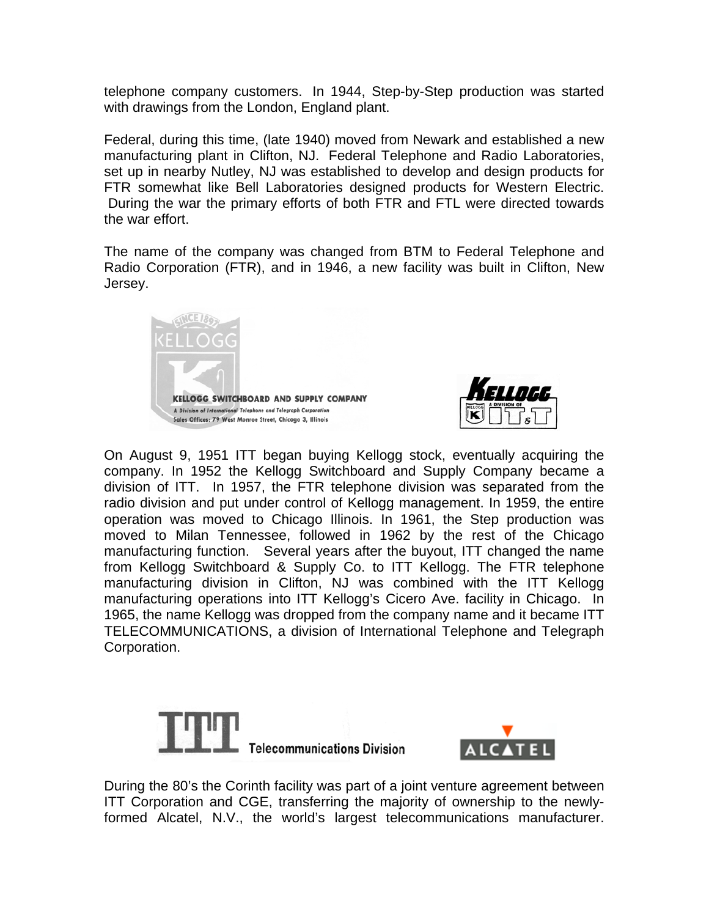telephone company customers. In 1944, Step-by-Step production was started with drawings from the London, England plant.

Federal, during this time, (late 1940) moved from Newark and established a new manufacturing plant in Clifton, NJ. Federal Telephone and Radio Laboratories, set up in nearby Nutley, NJ was established to develop and design products for FTR somewhat like Bell Laboratories designed products for Western Electric. During the war the primary efforts of both FTR and FTL were directed towards the war effort.

The name of the company was changed from BTM to Federal Telephone and Radio Corporation (FTR), and in 1946, a new facility was built in Clifton, New Jersey.

On August 9, 1951 ITT began buying Kellogg stock, eventually acquiring the company. In 1952 the Kellogg Switchboard and Supply Company became a division of ITT. In 1957, the FTR telephone division was separated from the radio division and put under control of Kellogg management. In 1959, the entire operation was moved to Chicago Illinois. In 1961, the Step production was moved to Milan Tennessee, followed in 1962 by the rest of the Chicago manufacturing function. Several years after the buyout, ITT changed the name from Kellogg Switchboard & Supply Co. to ITT Kellogg. The FTR telephone manufacturing division in Clifton, NJ was combined with the ITT Kellogg manufacturing operations into ITT Kellogg's Cicero Ave. facility in Chicago. In 1965, the name Kellogg was dropped from the company name and it became ITT TELECOMMUNICATIONS, a division of International Telephone and Telegraph Corporation.

During the 80's the Corinth facility was part of a joint venture agreement between ITT Corporation and CGE, transferring the majority of ownership to the newly-formed Alcatel, N.V., the world's largest telecommunications manufacturer.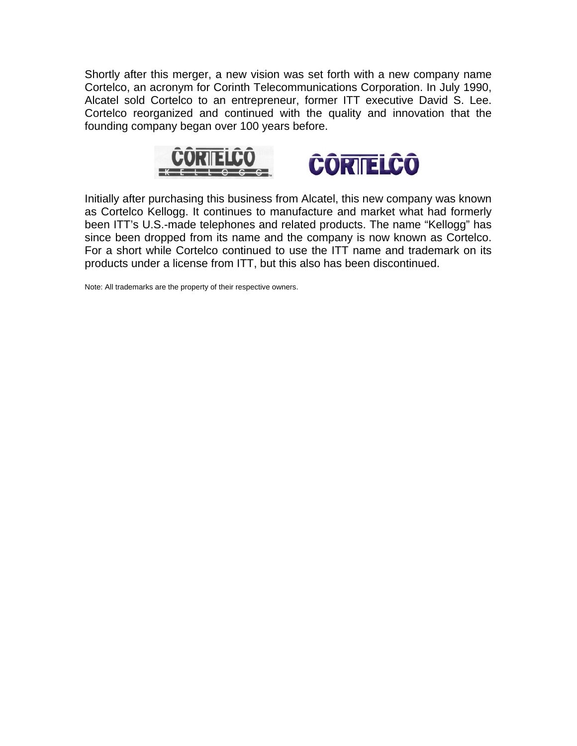Shortly after this merger, a new vision was set forth with a new company name Cortelco, an acronym for Corinth Telecommunications Corporation. In July 1990, Alcatel sold Cortelco to an entrepreneur, former ITT executive David S. Lee. Cortelco reorganized and continued with the quality and innovation that the founding company began over 100 years before.

Initially after purchasing this business from Alcatel, this new company was known as Cortelco Kellogg. It continues to manufacture and market what had formerly been ITT's U.S.-made telephones and related products. The name "Kellogg" has since been dropped from its name and the company is now known as Cortelco. For a short while Cortelco continued to use the ITT name and trademark on its products under a license from ITT, but this also has been discontinued.

Note: All trademarks are the property of their respective owners.